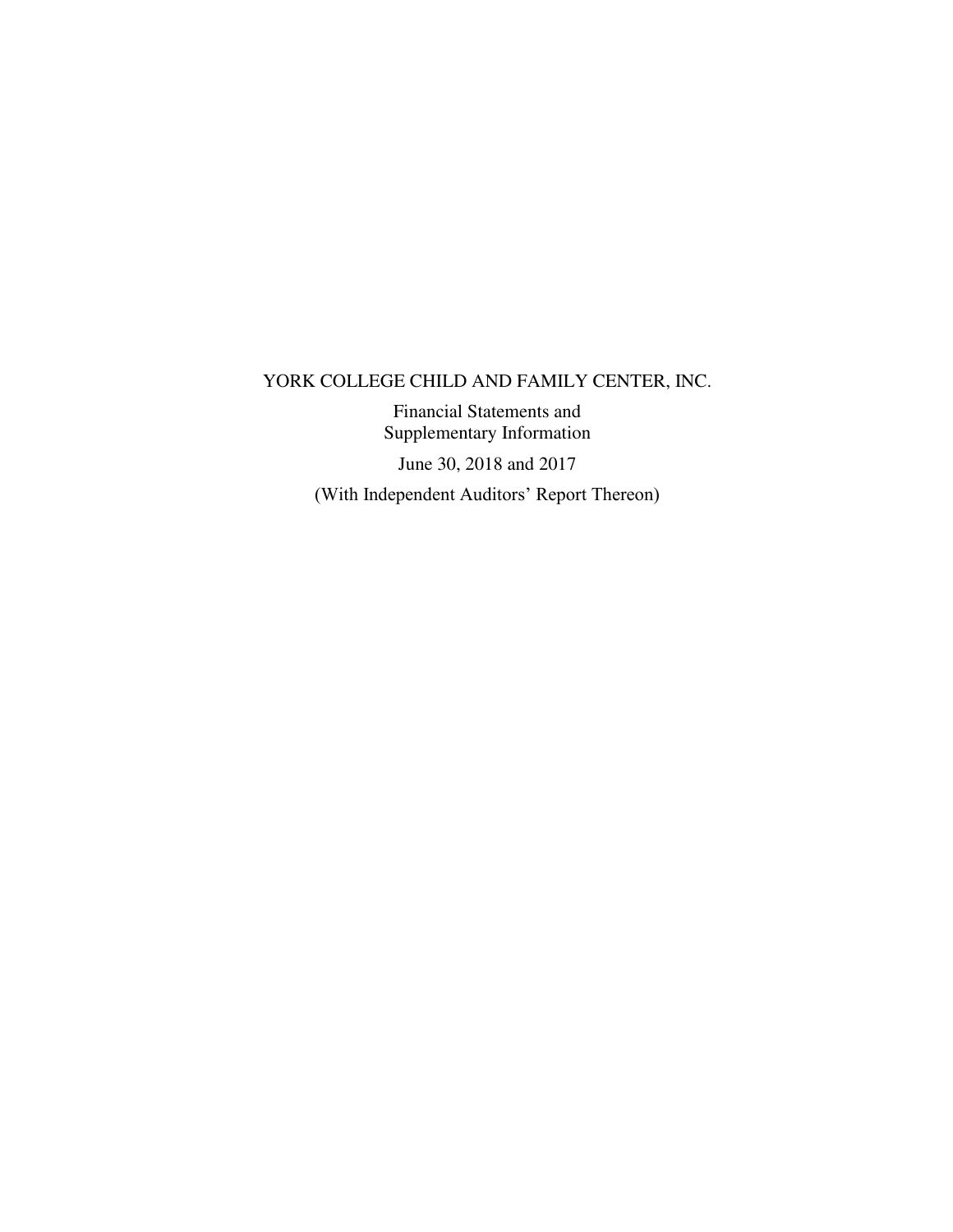# YORK COLLEGE CHILD AND FAMILY CENTER, INC.

Financial Statements and
Supplementary Information

June 30, 2018 and 2017

(With Independent Auditors' Report Thereon)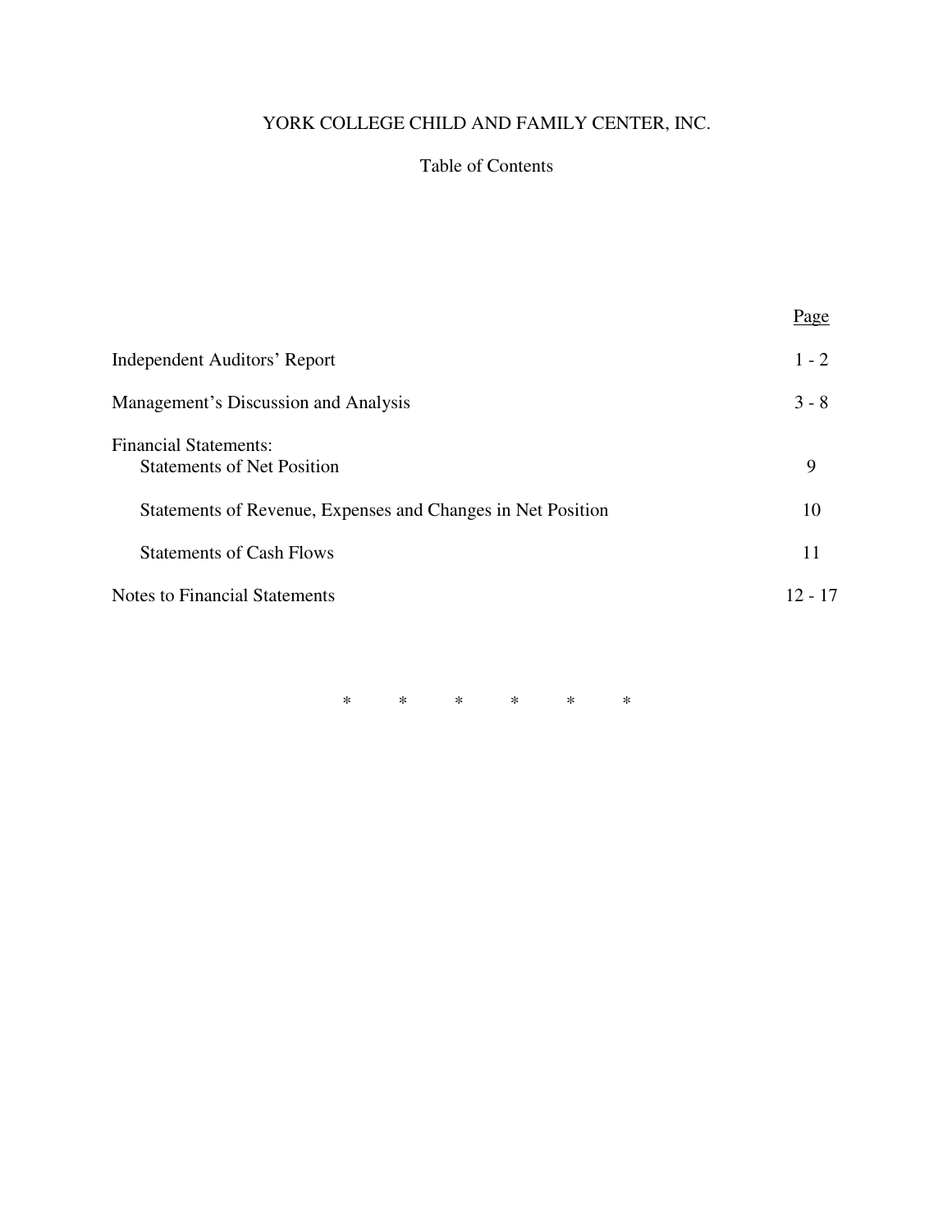# YORK COLLEGE CHILD AND FAMILY CENTER, INC.

## Table of Contents

| | Page |
|---|---|
| Independent Auditors' Report | 1 - 2 |
| Management's Discussion and Analysis | 3 - 8 |
| Financial Statements: | |
| Statements of Net Position | 9 |
| Statements of Revenue, Expenses and Changes in Net Position | 10 |
| Statements of Cash Flows | 11 |
| Notes to Financial Statements | 12 - 17 |

\* \* \* \* \* \*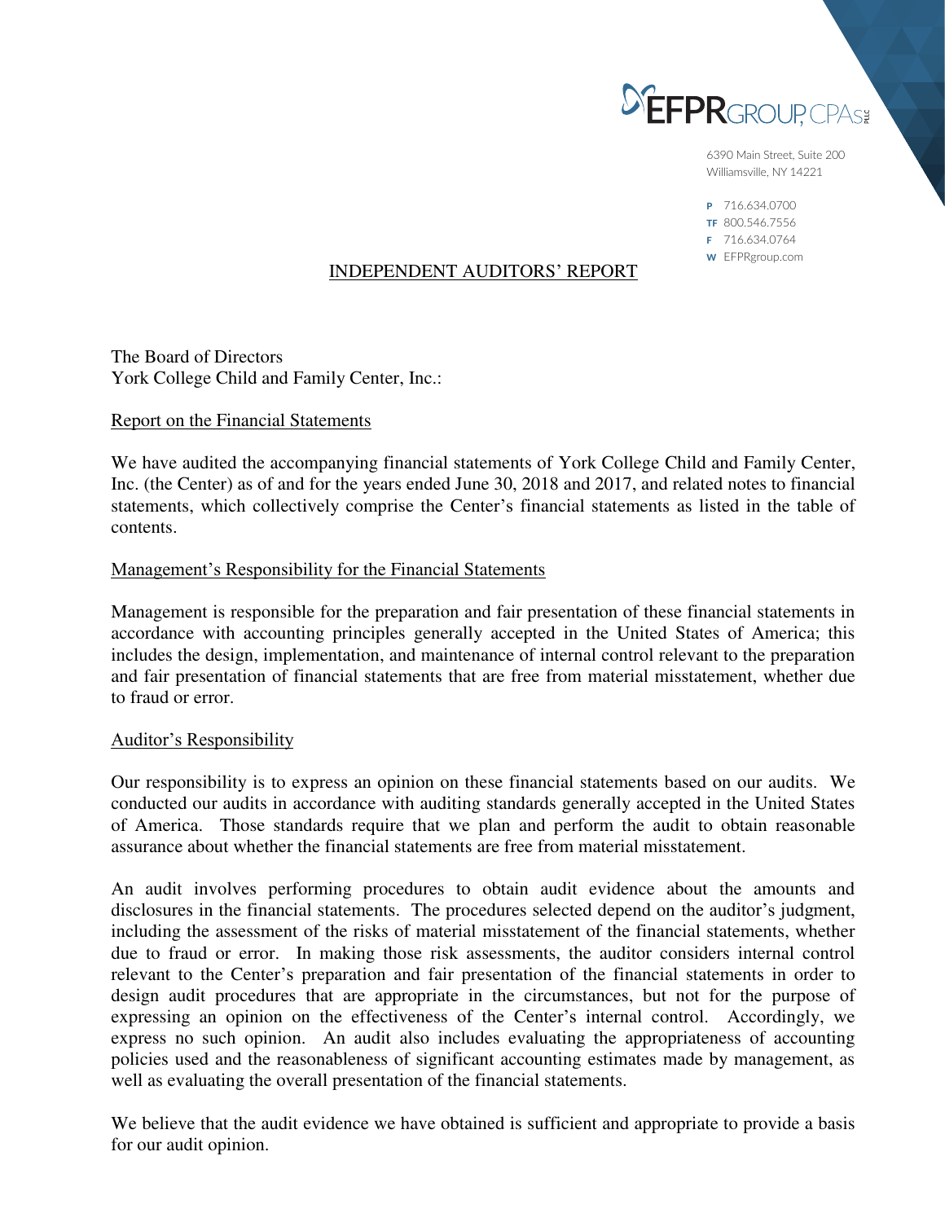EFPR GROUP, CPAs PLLC

6390 Main Street, Suite 200
Williamsville, NY 14221

P 716.634.0700
TF 800.546.7556
F 716.634.0764
W EFPRgroup.com

# INDEPENDENT AUDITORS' REPORT

The Board of Directors
York College Child and Family Center, Inc.:

## Report on the Financial Statements

We have audited the accompanying financial statements of York College Child and Family Center, Inc. (the Center) as of and for the years ended June 30, 2018 and 2017, and related notes to financial statements, which collectively comprise the Center's financial statements as listed in the table of contents.

## Management's Responsibility for the Financial Statements

Management is responsible for the preparation and fair presentation of these financial statements in accordance with accounting principles generally accepted in the United States of America; this includes the design, implementation, and maintenance of internal control relevant to the preparation and fair presentation of financial statements that are free from material misstatement, whether due to fraud or error.

## Auditor's Responsibility

Our responsibility is to express an opinion on these financial statements based on our audits. We conducted our audits in accordance with auditing standards generally accepted in the United States of America. Those standards require that we plan and perform the audit to obtain reasonable assurance about whether the financial statements are free from material misstatement.

An audit involves performing procedures to obtain audit evidence about the amounts and disclosures in the financial statements. The procedures selected depend on the auditor's judgment, including the assessment of the risks of material misstatement of the financial statements, whether due to fraud or error. In making those risk assessments, the auditor considers internal control relevant to the Center's preparation and fair presentation of the financial statements in order to design audit procedures that are appropriate in the circumstances, but not for the purpose of expressing an opinion on the effectiveness of the Center's internal control. Accordingly, we express no such opinion. An audit also includes evaluating the appropriateness of accounting policies used and the reasonableness of significant accounting estimates made by management, as well as evaluating the overall presentation of the financial statements.

We believe that the audit evidence we have obtained is sufficient and appropriate to provide a basis for our audit opinion.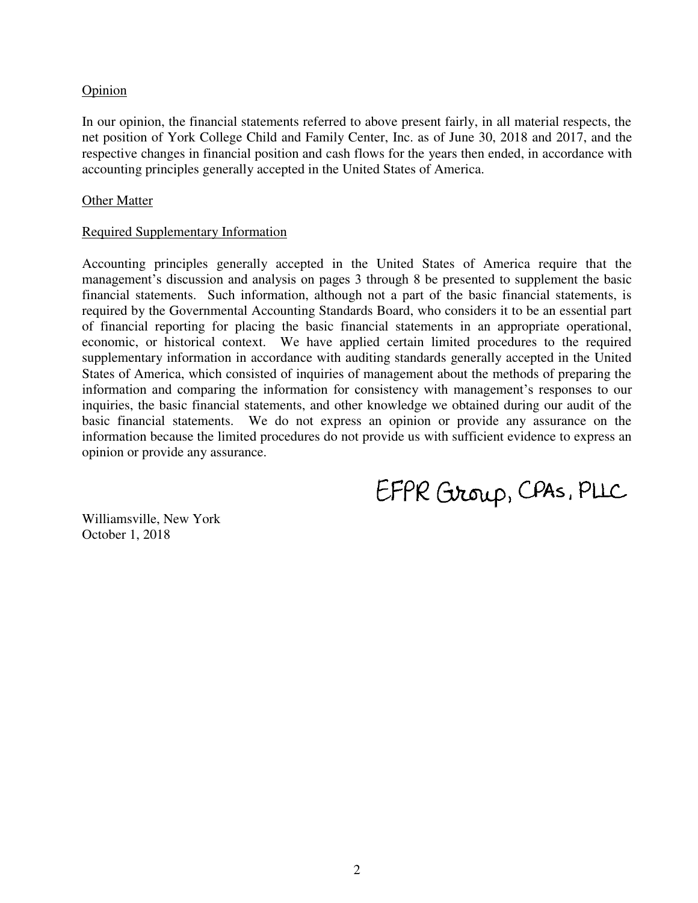Opinion

In our opinion, the financial statements referred to above present fairly, in all material respects, the net position of York College Child and Family Center, Inc. as of June 30, 2018 and 2017, and the respective changes in financial position and cash flows for the years then ended, in accordance with accounting principles generally accepted in the United States of America.

Other Matter

Required Supplementary Information

Accounting principles generally accepted in the United States of America require that the management's discussion and analysis on pages 3 through 8 be presented to supplement the basic financial statements. Such information, although not a part of the basic financial statements, is required by the Governmental Accounting Standards Board, who considers it to be an essential part of financial reporting for placing the basic financial statements in an appropriate operational, economic, or historical context. We have applied certain limited procedures to the required supplementary information in accordance with auditing standards generally accepted in the United States of America, which consisted of inquiries of management about the methods of preparing the information and comparing the information for consistency with management's responses to our inquiries, the basic financial statements, and other knowledge we obtained during our audit of the basic financial statements. We do not express an opinion or provide any assurance on the information because the limited procedures do not provide us with sufficient evidence to express an opinion or provide any assurance.

EFPR Group, CPAs, PLLC

Williamsville, New York
October 1, 2018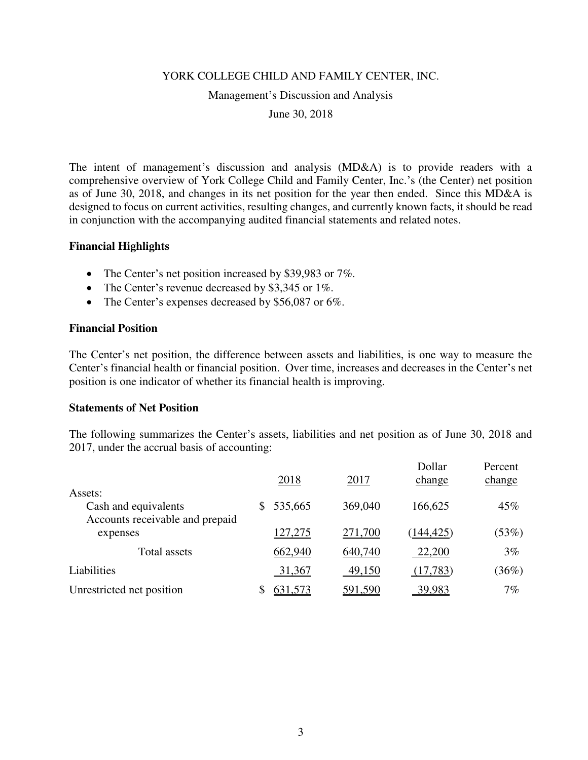YORK COLLEGE CHILD AND FAMILY CENTER, INC.

Management's Discussion and Analysis

June 30, 2018

The intent of management's discussion and analysis (MD&A) is to provide readers with a comprehensive overview of York College Child and Family Center, Inc.'s (the Center) net position as of June 30, 2018, and changes in its net position for the year then ended. Since this MD&A is designed to focus on current activities, resulting changes, and currently known facts, it should be read in conjunction with the accompanying audited financial statements and related notes.

**Financial Highlights**

- The Center's net position increased by $39,983 or 7%.
- The Center's revenue decreased by $3,345 or 1%.
- The Center's expenses decreased by $56,087 or 6%.

**Financial Position**

The Center's net position, the difference between assets and liabilities, is one way to measure the Center's financial health or financial position. Over time, increases and decreases in the Center's net position is one indicator of whether its financial health is improving.

**Statements of Net Position**

The following summarizes the Center's assets, liabilities and net position as of June 30, 2018 and 2017, under the accrual basis of accounting:

| | 2018 | 2017 | Dollar change | Percent change |
|---|---|---|---|---|
| Assets: | | | | |
| Cash and equivalents | $ 535,665 | 369,040 | 166,625 | 45% |
| Accounts receivable and prepaid expenses | 127,275 | 271,700 | (144,425) | (53%) |
| Total assets | 662,940 | 640,740 | 22,200 | 3% |
| Liabilities | 31,367 | 49,150 | (17,783) | (36%) |
| Unrestricted net position | $ 631,573 | 591,590 | 39,983 | 7% |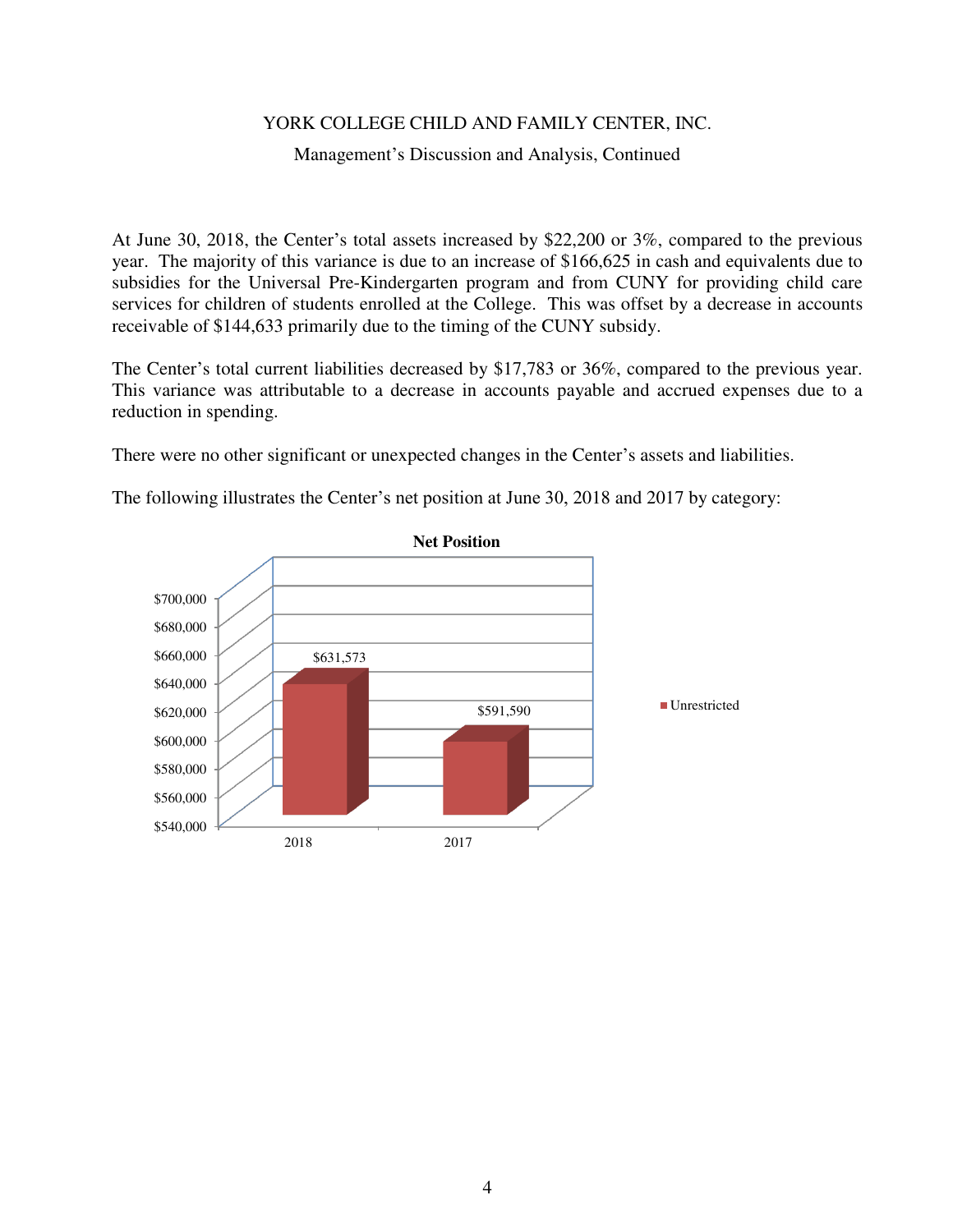At June 30, 2018, the Center's total assets increased by $22,200 or 3%, compared to the previous year. The majority of this variance is due to an increase of $166,625 in cash and equivalents due to subsidies for the Universal Pre-Kindergarten program and from CUNY for providing child care services for children of students enrolled at the College. This was offset by a decrease in accounts receivable of $144,633 primarily due to the timing of the CUNY subsidy.

The Center's total current liabilities decreased by $17,783 or 36%, compared to the previous year. This variance was attributable to a decrease in accounts payable and accrued expenses due to a reduction in spending.

There were no other significant or unexpected changes in the Center's assets and liabilities.

The following illustrates the Center's net position at June 30, 2018 and 2017 by category:

**Net Position**

| | 2018 | 2017 |
|---|---|---|
| Unrestricted | $631,573 | $591,590 |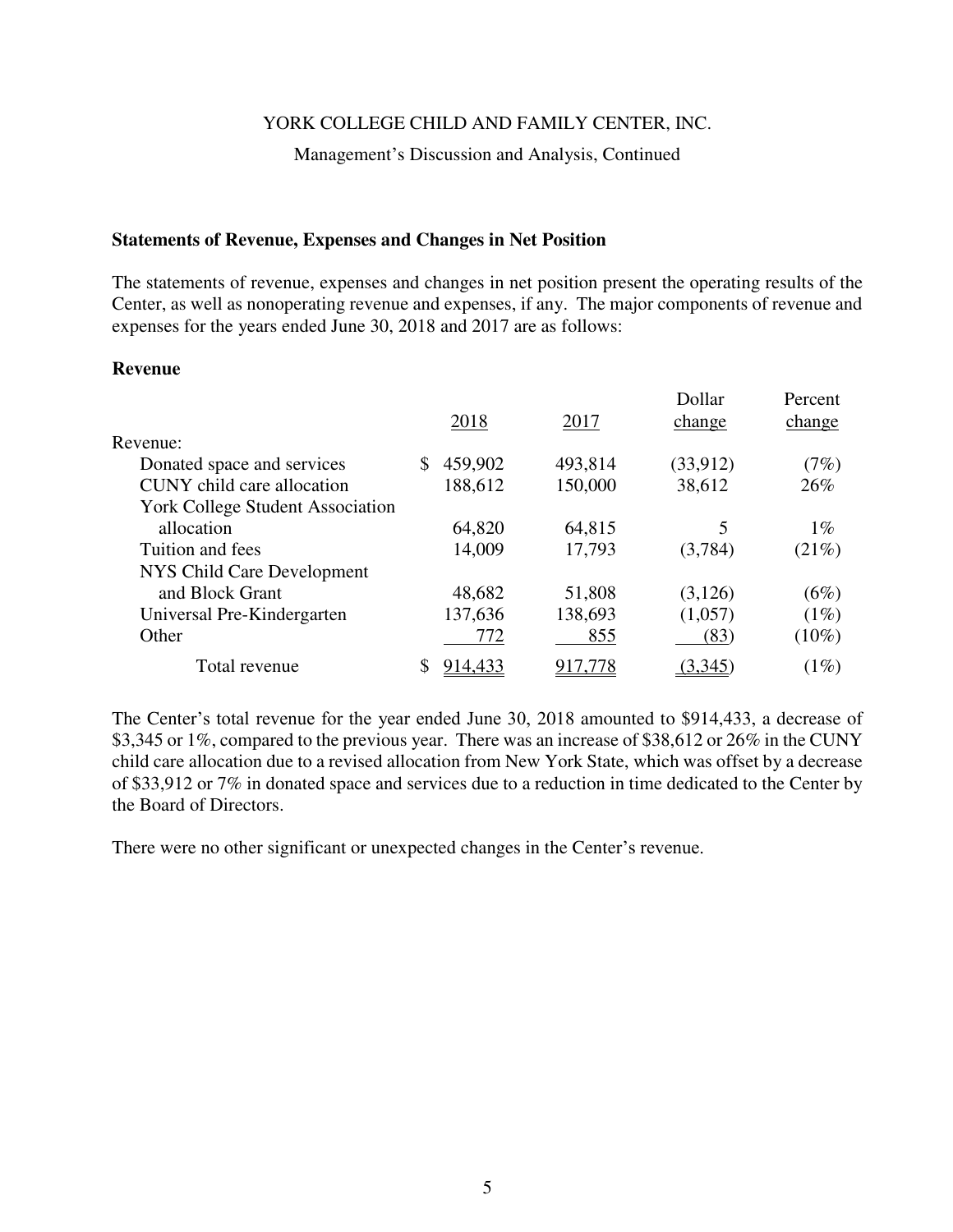YORK COLLEGE CHILD AND FAMILY CENTER, INC.

Management's Discussion and Analysis, Continued

### Statements of Revenue, Expenses and Changes in Net Position

The statements of revenue, expenses and changes in net position present the operating results of the Center, as well as nonoperating revenue and expenses, if any. The major components of revenue and expenses for the years ended June 30, 2018 and 2017 are as follows:

### Revenue

| | 2018 | 2017 | Dollar change | Percent change |
|---|---|---|---|---|
| Revenue: | | | | |
| Donated space and services | $ 459,902 | 493,814 | (33,912) | (7%) |
| CUNY child care allocation | 188,612 | 150,000 | 38,612 | 26% |
| York College Student Association allocation | 64,820 | 64,815 | 5 | 1% |
| Tuition and fees | 14,009 | 17,793 | (3,784) | (21%) |
| NYS Child Care Development and Block Grant | 48,682 | 51,808 | (3,126) | (6%) |
| Universal Pre-Kindergarten | 137,636 | 138,693 | (1,057) | (1%) |
| Other | 772 | 855 | (83) | (10%) |
| Total revenue | $ 914,433 | 917,778 | (3,345) | (1%) |

The Center's total revenue for the year ended June 30, 2018 amounted to $914,433, a decrease of $3,345 or 1%, compared to the previous year. There was an increase of $38,612 or 26% in the CUNY child care allocation due to a revised allocation from New York State, which was offset by a decrease of $33,912 or 7% in donated space and services due to a reduction in time dedicated to the Center by the Board of Directors.

There were no other significant or unexpected changes in the Center's revenue.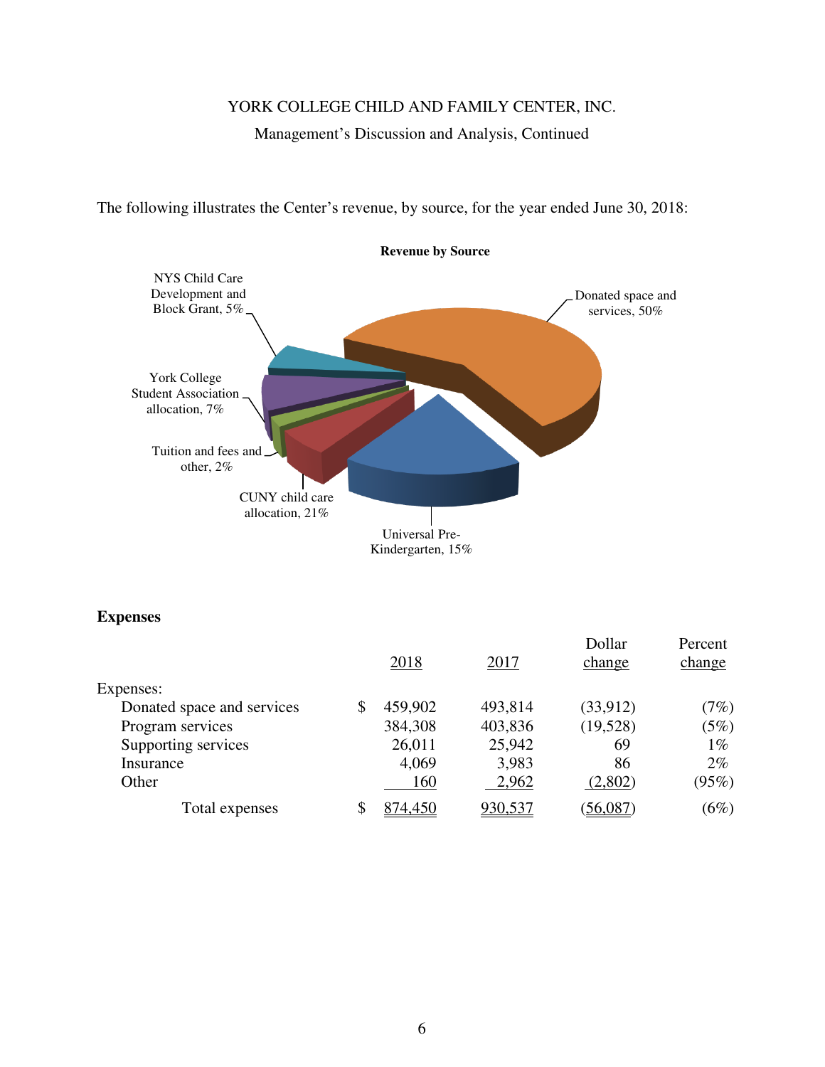YORK COLLEGE CHILD AND FAMILY CENTER, INC.

Management's Discussion and Analysis, Continued

The following illustrates the Center's revenue, by source, for the year ended June 30, 2018:

**Revenue by Source**

- Donated space and services, 50%
- Universal Pre-Kindergarten, 15%
- CUNY child care allocation, 21%
- Tuition and fees and other, 2%
- York College Student Association allocation, 7%
- NYS Child Care Development and Block Grant, 5%

**Expenses**

| | 2018 | 2017 | Dollar change | Percent change |
|---|---|---|---|---|
| Expenses: | | | | |
| Donated space and services | $ 459,902 | 493,814 | (33,912) | (7%) |
| Program services | 384,308 | 403,836 | (19,528) | (5%) |
| Supporting services | 26,011 | 25,942 | 69 | 1% |
| Insurance | 4,069 | 3,983 | 86 | 2% |
| Other | 160 | 2,962 | (2,802) | (95%) |
| Total expenses | $ 874,450 | 930,537 | (56,087) | (6%) |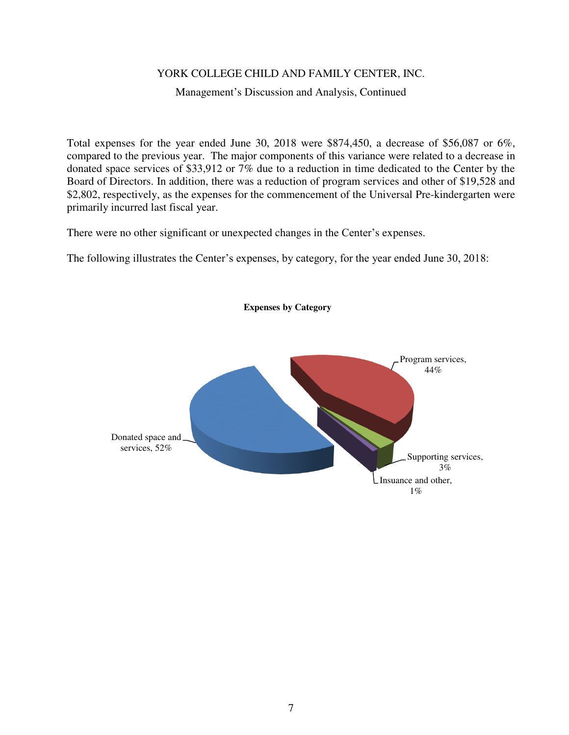YORK COLLEGE CHILD AND FAMILY CENTER, INC.

Management's Discussion and Analysis, Continued

Total expenses for the year ended June 30, 2018 were $874,450, a decrease of $56,087 or 6%, compared to the previous year. The major components of this variance were related to a decrease in donated space services of $33,912 or 7% due to a reduction in time dedicated to the Center by the Board of Directors. In addition, there was a reduction of program services and other of $19,528 and $2,802, respectively, as the expenses for the commencement of the Universal Pre-kindergarten were primarily incurred last fiscal year.

There were no other significant or unexpected changes in the Center's expenses.

The following illustrates the Center's expenses, by category, for the year ended June 30, 2018:

**Expenses by Category**

Program services, 44%

Donated space and services, 52%

Supporting services, 3%

Insuance and other, 1%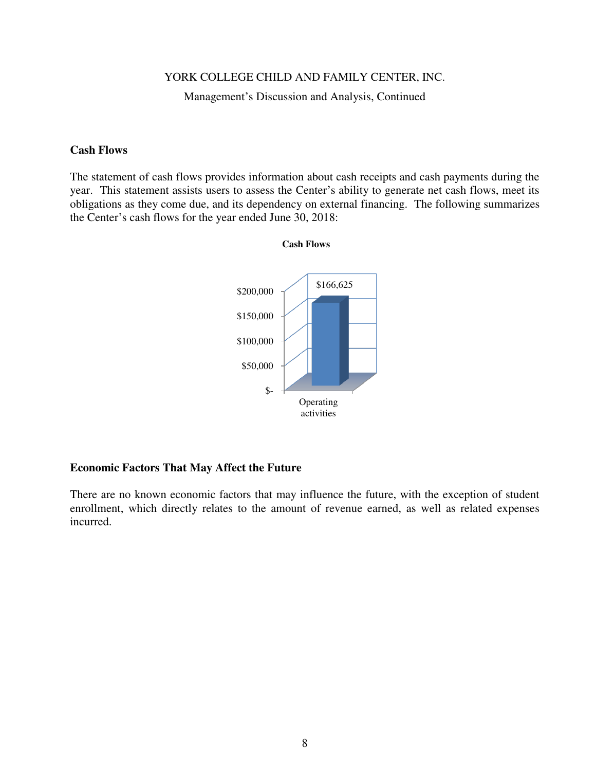## Cash Flows

The statement of cash flows provides information about cash receipts and cash payments during the year. This statement assists users to assess the Center's ability to generate net cash flows, meet its obligations as they come due, and its dependency on external financing. The following summarizes the Center's cash flows for the year ended June 30, 2018:

**Cash Flows**

| | Amount |
|---|---|
| Operating activities | $166,625 |

## Economic Factors That May Affect the Future

There are no known economic factors that may influence the future, with the exception of student enrollment, which directly relates to the amount of revenue earned, as well as related expenses incurred.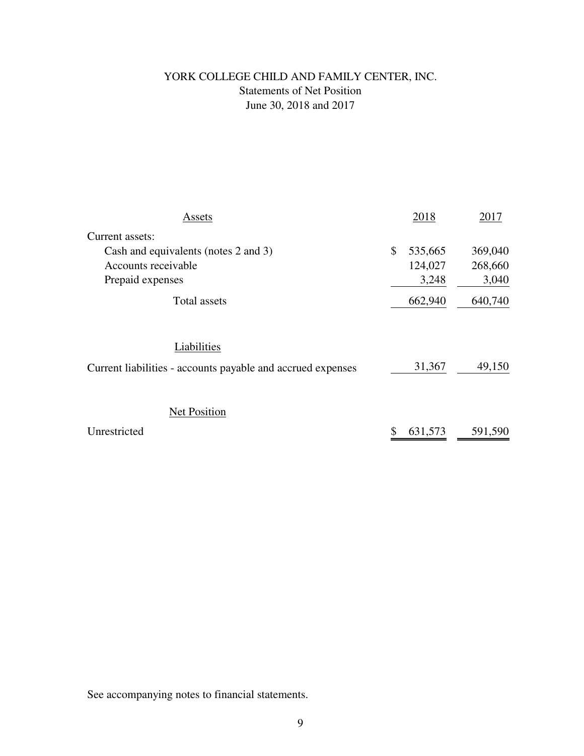# YORK COLLEGE CHILD AND FAMILY CENTER, INC.

## Statements of Net Position

### June 30, 2018 and 2017

| Assets | 2018 | 2017 |
|---|---|---|
| Current assets: | | |
| Cash and equivalents (notes 2 and 3) | $ 535,665 | 369,040 |
| Accounts receivable | 124,027 | 268,660 |
| Prepaid expenses | 3,248 | 3,040 |
| Total assets | 662,940 | 640,740 |
| **Liabilities** | | |
| Current liabilities - accounts payable and accrued expenses | 31,367 | 49,150 |
| **Net Position** | | |
| Unrestricted | $ 631,573 | 591,590 |

See accompanying notes to financial statements.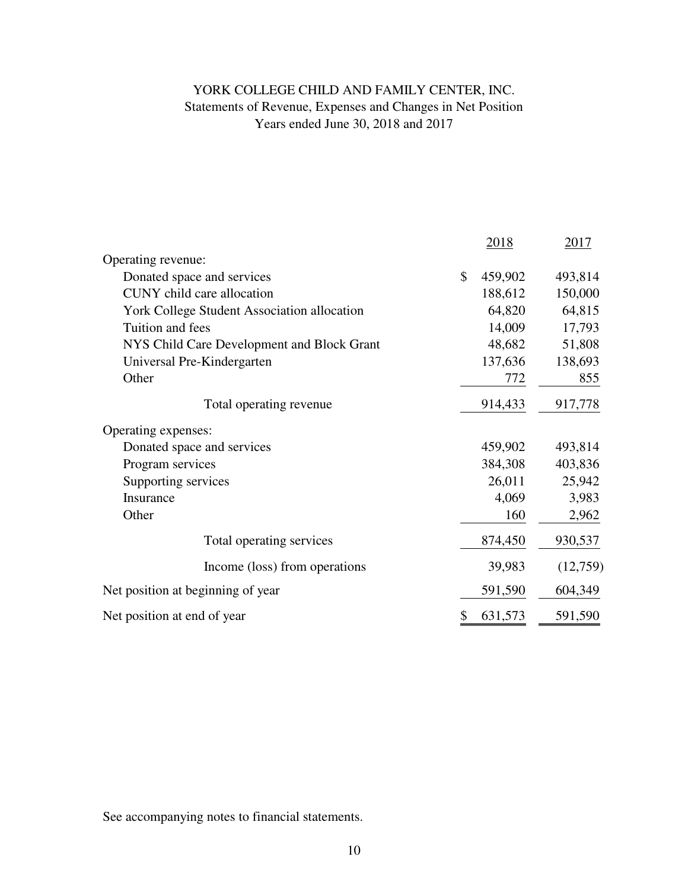# YORK COLLEGE CHILD AND FAMILY CENTER, INC.

## Statements of Revenue, Expenses and Changes in Net Position

### Years ended June 30, 2018 and 2017

| | 2018 | 2017 |
|---|---|---|
| Operating revenue: | | |
| Donated space and services | $ 459,902 | 493,814 |
| CUNY child care allocation | 188,612 | 150,000 |
| York College Student Association allocation | 64,820 | 64,815 |
| Tuition and fees | 14,009 | 17,793 |
| NYS Child Care Development and Block Grant | 48,682 | 51,808 |
| Universal Pre-Kindergarten | 137,636 | 138,693 |
| Other | 772 | 855 |
| Total operating revenue | 914,433 | 917,778 |
| Operating expenses: | | |
| Donated space and services | 459,902 | 493,814 |
| Program services | 384,308 | 403,836 |
| Supporting services | 26,011 | 25,942 |
| Insurance | 4,069 | 3,983 |
| Other | 160 | 2,962 |
| Total operating services | 874,450 | 930,537 |
| Income (loss) from operations | 39,983 | (12,759) |
| Net position at beginning of year | 591,590 | 604,349 |
| Net position at end of year | $ 631,573 | 591,590 |

See accompanying notes to financial statements.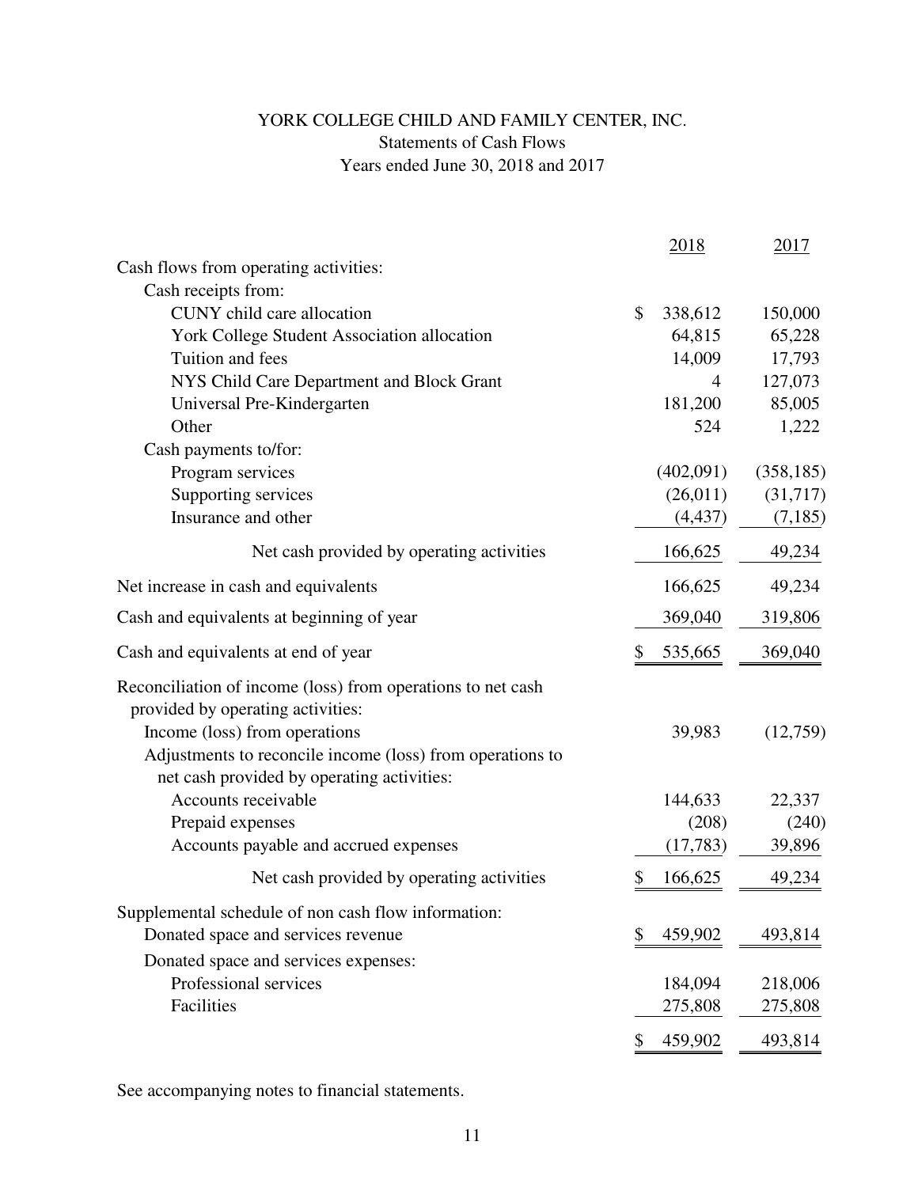# YORK COLLEGE CHILD AND FAMILY CENTER, INC.

## Statements of Cash Flows

### Years ended June 30, 2018 and 2017

| | 2018 | 2017 |
|---|---|---|
| Cash flows from operating activities: | | |
| Cash receipts from: | | |
| CUNY child care allocation | $ 338,612 | 150,000 |
| York College Student Association allocation | 64,815 | 65,228 |
| Tuition and fees | 14,009 | 17,793 |
| NYS Child Care Department and Block Grant | 4 | 127,073 |
| Universal Pre-Kindergarten | 181,200 | 85,005 |
| Other | 524 | 1,222 |
| Cash payments to/for: | | |
| Program services | (402,091) | (358,185) |
| Supporting services | (26,011) | (31,717) |
| Insurance and other | (4,437) | (7,185) |
| Net cash provided by operating activities | 166,625 | 49,234 |
| Net increase in cash and equivalents | 166,625 | 49,234 |
| Cash and equivalents at beginning of year | 369,040 | 319,806 |
| Cash and equivalents at end of year | $ 535,665 | 369,040 |
| Reconciliation of income (loss) from operations to net cash provided by operating activities: | | |
| Income (loss) from operations | 39,983 | (12,759) |
| Adjustments to reconcile income (loss) from operations to net cash provided by operating activities: | | |
| Accounts receivable | 144,633 | 22,337 |
| Prepaid expenses | (208) | (240) |
| Accounts payable and accrued expenses | (17,783) | 39,896 |
| Net cash provided by operating activities | $ 166,625 | 49,234 |
| Supplemental schedule of non cash flow information: | | |
| Donated space and services revenue | $ 459,902 | 493,814 |
| Donated space and services expenses: | | |
| Professional services | 184,094 | 218,006 |
| Facilities | 275,808 | 275,808 |
| | $ 459,902 | 493,814 |

See accompanying notes to financial statements.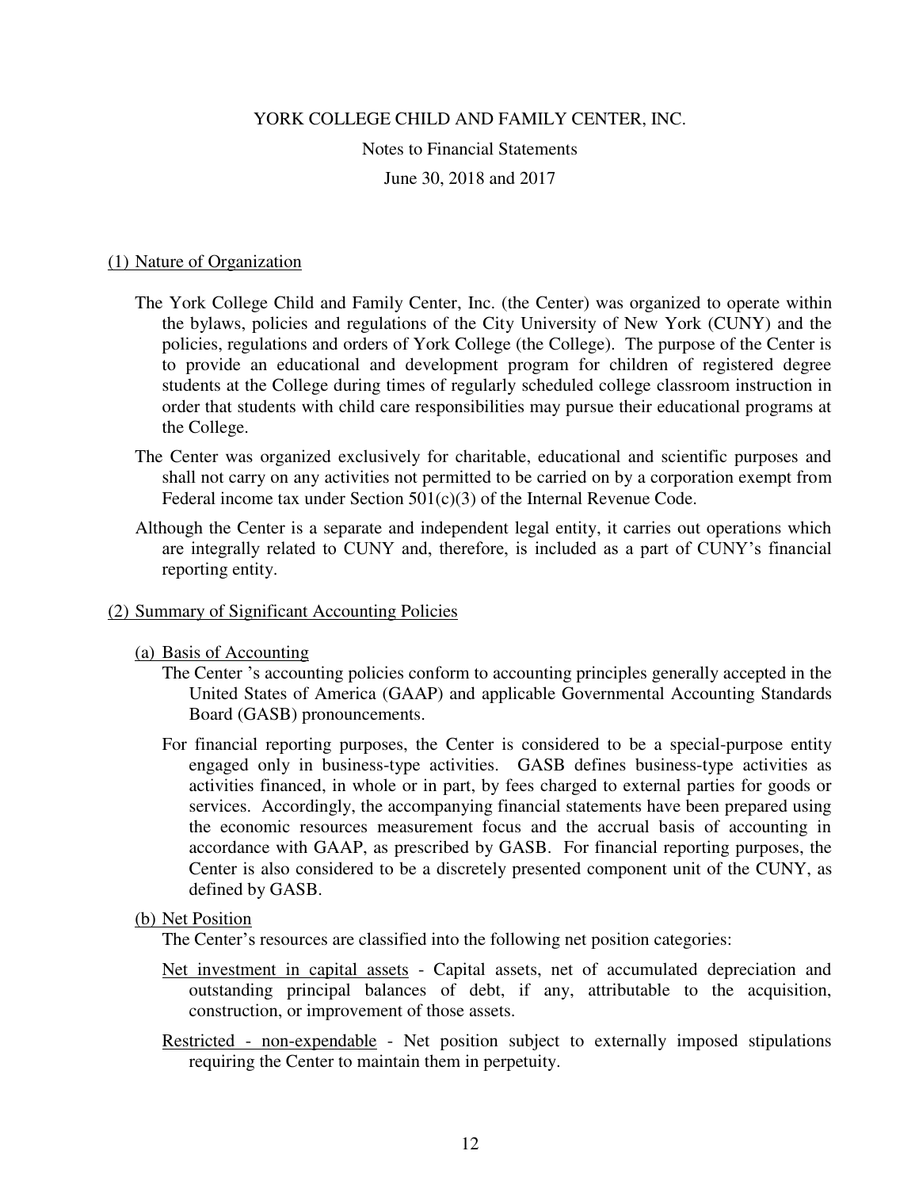YORK COLLEGE CHILD AND FAMILY CENTER, INC.

Notes to Financial Statements

June 30, 2018 and 2017

## (1) Nature of Organization

The York College Child and Family Center, Inc. (the Center) was organized to operate within the bylaws, policies and regulations of the City University of New York (CUNY) and the policies, regulations and orders of York College (the College). The purpose of the Center is to provide an educational and development program for children of registered degree students at the College during times of regularly scheduled college classroom instruction in order that students with child care responsibilities may pursue their educational programs at the College.

The Center was organized exclusively for charitable, educational and scientific purposes and shall not carry on any activities not permitted to be carried on by a corporation exempt from Federal income tax under Section 501(c)(3) of the Internal Revenue Code.

Although the Center is a separate and independent legal entity, it carries out operations which are integrally related to CUNY and, therefore, is included as a part of CUNY's financial reporting entity.

## (2) Summary of Significant Accounting Policies

### (a) Basis of Accounting

The Center 's accounting policies conform to accounting principles generally accepted in the United States of America (GAAP) and applicable Governmental Accounting Standards Board (GASB) pronouncements.

For financial reporting purposes, the Center is considered to be a special-purpose entity engaged only in business-type activities. GASB defines business-type activities as activities financed, in whole or in part, by fees charged to external parties for goods or services. Accordingly, the accompanying financial statements have been prepared using the economic resources measurement focus and the accrual basis of accounting in accordance with GAAP, as prescribed by GASB. For financial reporting purposes, the Center is also considered to be a discretely presented component unit of the CUNY, as defined by GASB.

### (b) Net Position

The Center's resources are classified into the following net position categories:

Net investment in capital assets - Capital assets, net of accumulated depreciation and outstanding principal balances of debt, if any, attributable to the acquisition, construction, or improvement of those assets.

Restricted - non-expendable - Net position subject to externally imposed stipulations requiring the Center to maintain them in perpetuity.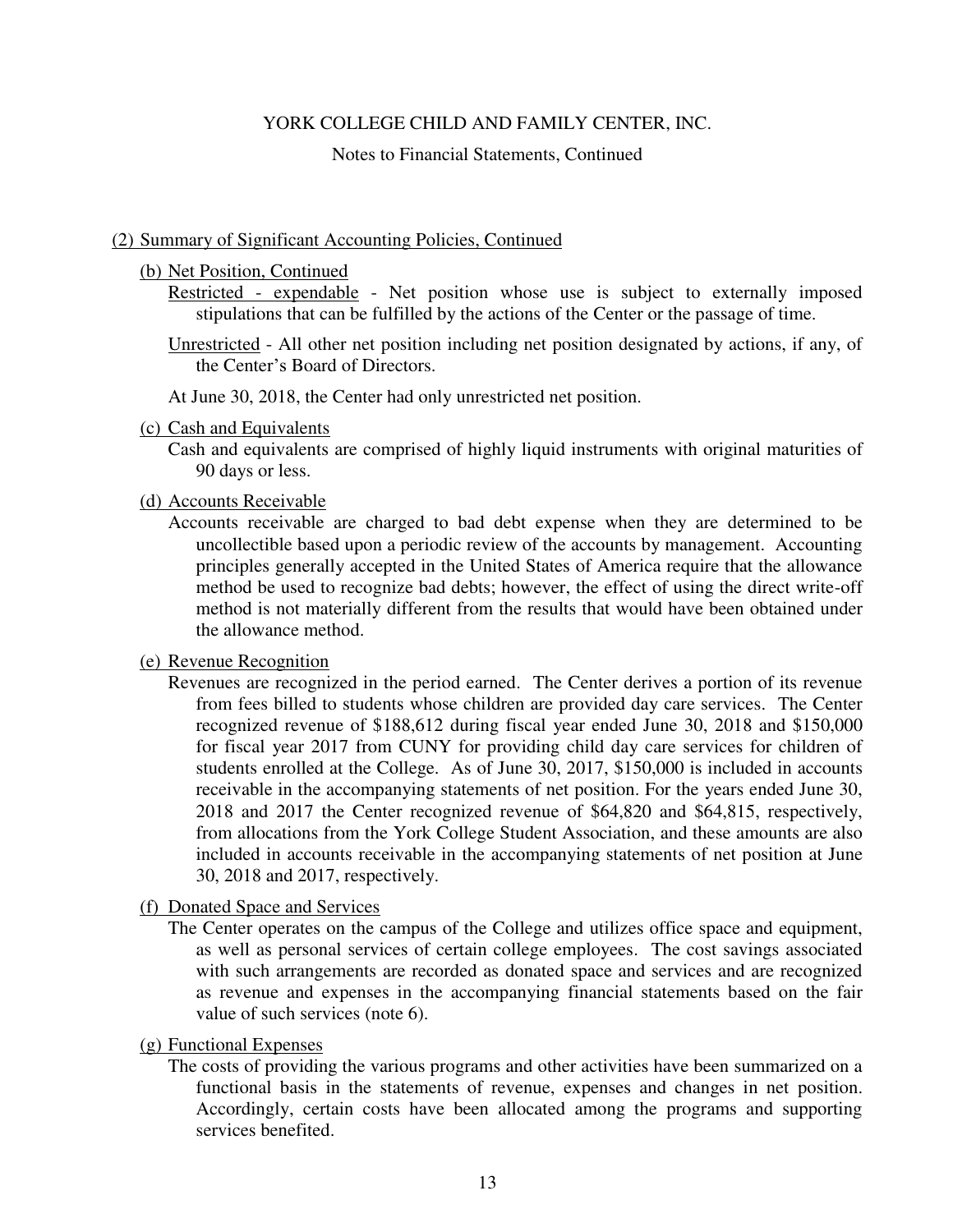## (2) Summary of Significant Accounting Policies, Continued

### (b) Net Position, Continued

Restricted - expendable - Net position whose use is subject to externally imposed stipulations that can be fulfilled by the actions of the Center or the passage of time.

Unrestricted - All other net position including net position designated by actions, if any, of the Center's Board of Directors.

At June 30, 2018, the Center had only unrestricted net position.

### (c) Cash and Equivalents

Cash and equivalents are comprised of highly liquid instruments with original maturities of 90 days or less.

### (d) Accounts Receivable

Accounts receivable are charged to bad debt expense when they are determined to be uncollectible based upon a periodic review of the accounts by management. Accounting principles generally accepted in the United States of America require that the allowance method be used to recognize bad debts; however, the effect of using the direct write-off method is not materially different from the results that would have been obtained under the allowance method.

### (e) Revenue Recognition

Revenues are recognized in the period earned. The Center derives a portion of its revenue from fees billed to students whose children are provided day care services. The Center recognized revenue of $188,612 during fiscal year ended June 30, 2018 and $150,000 for fiscal year 2017 from CUNY for providing child day care services for children of students enrolled at the College. As of June 30, 2017, $150,000 is included in accounts receivable in the accompanying statements of net position. For the years ended June 30, 2018 and 2017 the Center recognized revenue of $64,820 and $64,815, respectively, from allocations from the York College Student Association, and these amounts are also included in accounts receivable in the accompanying statements of net position at June 30, 2018 and 2017, respectively.

### (f) Donated Space and Services

The Center operates on the campus of the College and utilizes office space and equipment, as well as personal services of certain college employees. The cost savings associated with such arrangements are recorded as donated space and services and are recognized as revenue and expenses in the accompanying financial statements based on the fair value of such services (note 6).

### (g) Functional Expenses

The costs of providing the various programs and other activities have been summarized on a functional basis in the statements of revenue, expenses and changes in net position. Accordingly, certain costs have been allocated among the programs and supporting services benefited.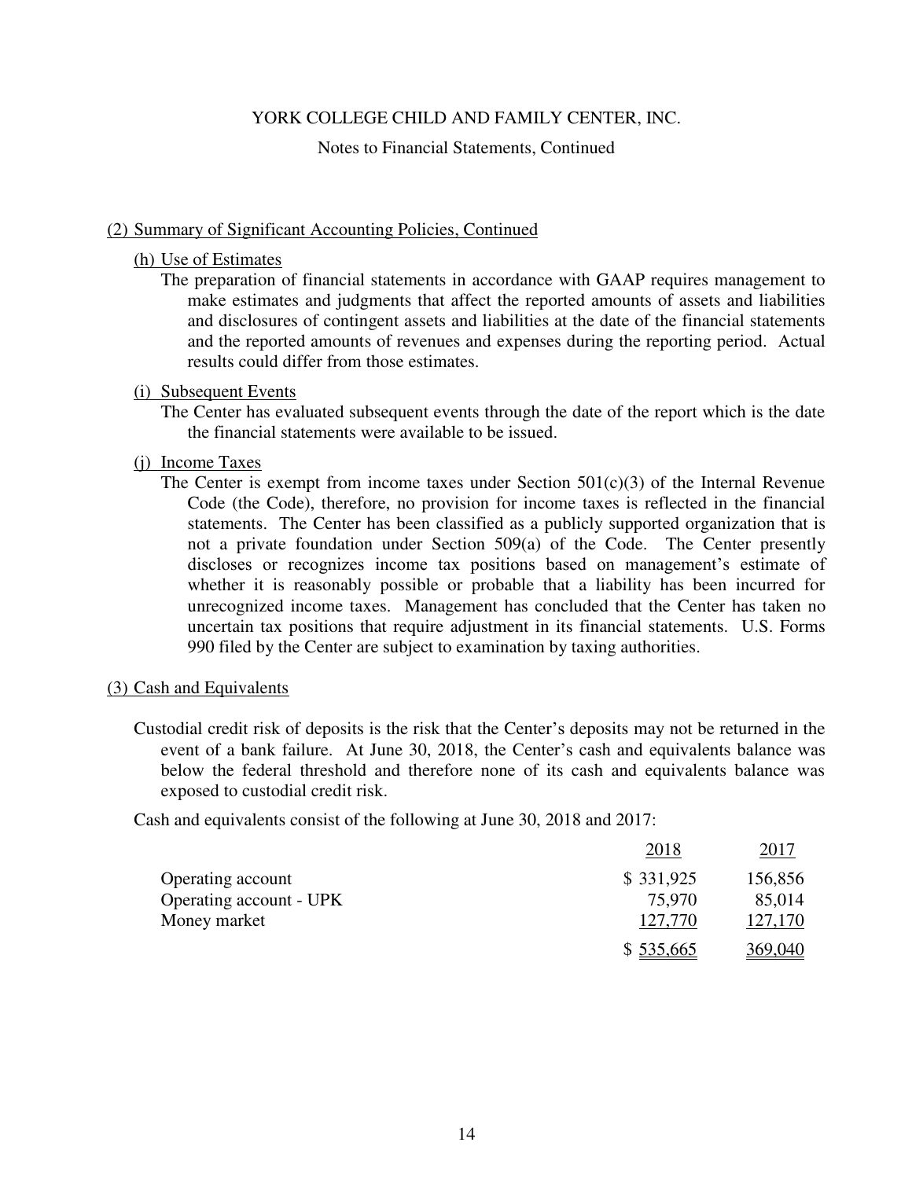# YORK COLLEGE CHILD AND FAMILY CENTER, INC.

Notes to Financial Statements, Continued

## (2) Summary of Significant Accounting Policies, Continued

### (h) Use of Estimates

The preparation of financial statements in accordance with GAAP requires management to make estimates and judgments that affect the reported amounts of assets and liabilities and disclosures of contingent assets and liabilities at the date of the financial statements and the reported amounts of revenues and expenses during the reporting period. Actual results could differ from those estimates.

### (i) Subsequent Events

The Center has evaluated subsequent events through the date of the report which is the date the financial statements were available to be issued.

### (j) Income Taxes

The Center is exempt from income taxes under Section 501(c)(3) of the Internal Revenue Code (the Code), therefore, no provision for income taxes is reflected in the financial statements. The Center has been classified as a publicly supported organization that is not a private foundation under Section 509(a) of the Code. The Center presently discloses or recognizes income tax positions based on management's estimate of whether it is reasonably possible or probable that a liability has been incurred for unrecognized income taxes. Management has concluded that the Center has taken no uncertain tax positions that require adjustment in its financial statements. U.S. Forms 990 filed by the Center are subject to examination by taxing authorities.

## (3) Cash and Equivalents

Custodial credit risk of deposits is the risk that the Center's deposits may not be returned in the event of a bank failure. At June 30, 2018, the Center's cash and equivalents balance was below the federal threshold and therefore none of its cash and equivalents balance was exposed to custodial credit risk.

Cash and equivalents consist of the following at June 30, 2018 and 2017:

| | 2018 | 2017 |
|---|---|---|
| Operating account | $ 331,925 | 156,856 |
| Operating account - UPK | 75,970 | 85,014 |
| Money market | 127,770 | 127,170 |
| | $ 535,665 | 369,040 |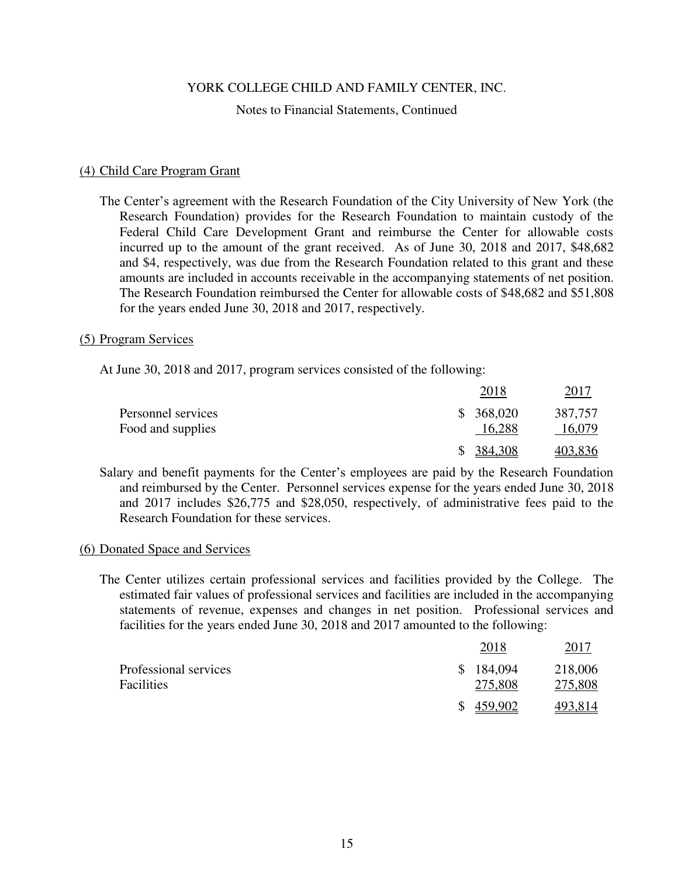# YORK COLLEGE CHILD AND FAMILY CENTER, INC.

Notes to Financial Statements, Continued

## (4) Child Care Program Grant

The Center's agreement with the Research Foundation of the City University of New York (the Research Foundation) provides for the Research Foundation to maintain custody of the Federal Child Care Development Grant and reimburse the Center for allowable costs incurred up to the amount of the grant received. As of June 30, 2018 and 2017, $48,682 and $4, respectively, was due from the Research Foundation related to this grant and these amounts are included in accounts receivable in the accompanying statements of net position. The Research Foundation reimbursed the Center for allowable costs of $48,682 and $51,808 for the years ended June 30, 2018 and 2017, respectively.

## (5) Program Services

At June 30, 2018 and 2017, program services consisted of the following:

| | 2018 | 2017 |
|---|---|---|
| Personnel services | $ 368,020 | 387,757 |
| Food and supplies | 16,288 | 16,079 |
| | $ 384,308 | 403,836 |

Salary and benefit payments for the Center's employees are paid by the Research Foundation and reimbursed by the Center. Personnel services expense for the years ended June 30, 2018 and 2017 includes $26,775 and $28,050, respectively, of administrative fees paid to the Research Foundation for these services.

## (6) Donated Space and Services

The Center utilizes certain professional services and facilities provided by the College. The estimated fair values of professional services and facilities are included in the accompanying statements of revenue, expenses and changes in net position. Professional services and facilities for the years ended June 30, 2018 and 2017 amounted to the following:

| | 2018 | 2017 |
|---|---|---|
| Professional services | $ 184,094 | 218,006 |
| Facilities | 275,808 | 275,808 |
| | $ 459,902 | 493,814 |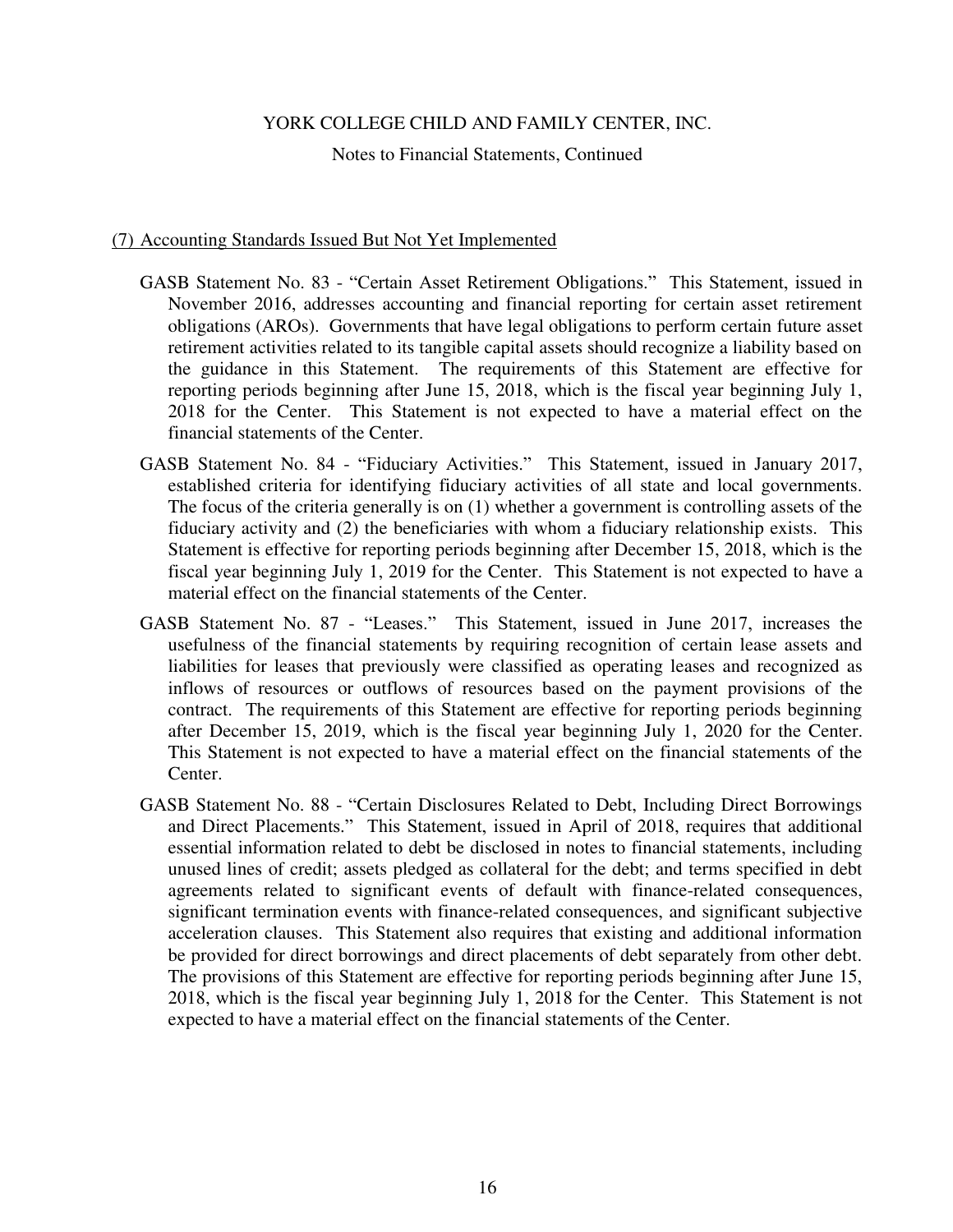## (7) Accounting Standards Issued But Not Yet Implemented

GASB Statement No. 83 - "Certain Asset Retirement Obligations." This Statement, issued in November 2016, addresses accounting and financial reporting for certain asset retirement obligations (AROs). Governments that have legal obligations to perform certain future asset retirement activities related to its tangible capital assets should recognize a liability based on the guidance in this Statement. The requirements of this Statement are effective for reporting periods beginning after June 15, 2018, which is the fiscal year beginning July 1, 2018 for the Center. This Statement is not expected to have a material effect on the financial statements of the Center.

GASB Statement No. 84 - "Fiduciary Activities." This Statement, issued in January 2017, established criteria for identifying fiduciary activities of all state and local governments. The focus of the criteria generally is on (1) whether a government is controlling assets of the fiduciary activity and (2) the beneficiaries with whom a fiduciary relationship exists. This Statement is effective for reporting periods beginning after December 15, 2018, which is the fiscal year beginning July 1, 2019 for the Center. This Statement is not expected to have a material effect on the financial statements of the Center.

GASB Statement No. 87 - "Leases." This Statement, issued in June 2017, increases the usefulness of the financial statements by requiring recognition of certain lease assets and liabilities for leases that previously were classified as operating leases and recognized as inflows of resources or outflows of resources based on the payment provisions of the contract. The requirements of this Statement are effective for reporting periods beginning after December 15, 2019, which is the fiscal year beginning July 1, 2020 for the Center. This Statement is not expected to have a material effect on the financial statements of the Center.

GASB Statement No. 88 - "Certain Disclosures Related to Debt, Including Direct Borrowings and Direct Placements." This Statement, issued in April of 2018, requires that additional essential information related to debt be disclosed in notes to financial statements, including unused lines of credit; assets pledged as collateral for the debt; and terms specified in debt agreements related to significant events of default with finance-related consequences, significant termination events with finance-related consequences, and significant subjective acceleration clauses. This Statement also requires that existing and additional information be provided for direct borrowings and direct placements of debt separately from other debt. The provisions of this Statement are effective for reporting periods beginning after June 15, 2018, which is the fiscal year beginning July 1, 2018 for the Center. This Statement is not expected to have a material effect on the financial statements of the Center.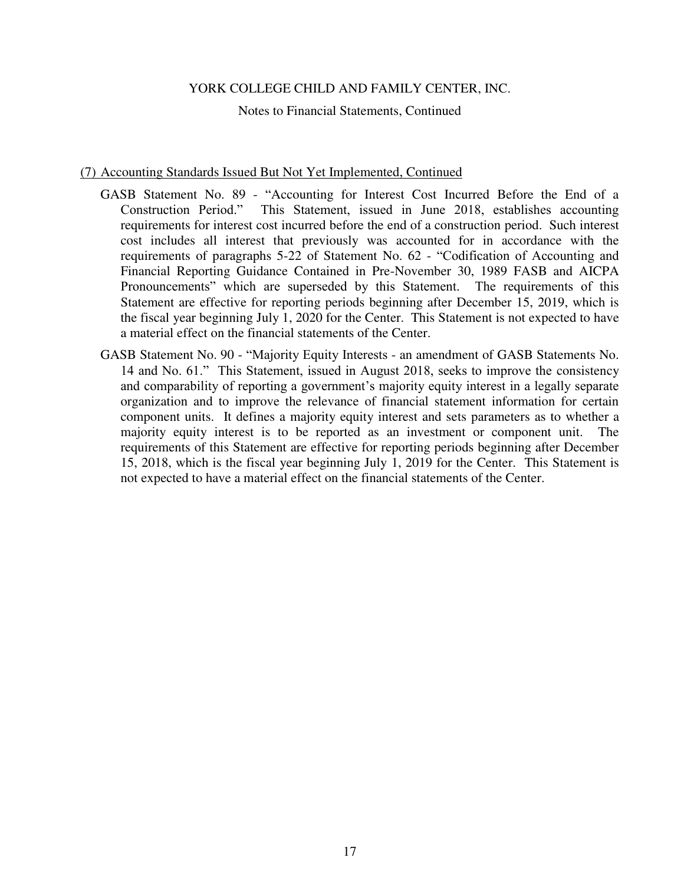YORK COLLEGE CHILD AND FAMILY CENTER, INC.

Notes to Financial Statements, Continued

(7) Accounting Standards Issued But Not Yet Implemented, Continued

GASB Statement No. 89 - "Accounting for Interest Cost Incurred Before the End of a Construction Period." This Statement, issued in June 2018, establishes accounting requirements for interest cost incurred before the end of a construction period. Such interest cost includes all interest that previously was accounted for in accordance with the requirements of paragraphs 5-22 of Statement No. 62 - "Codification of Accounting and Financial Reporting Guidance Contained in Pre-November 30, 1989 FASB and AICPA Pronouncements" which are superseded by this Statement. The requirements of this Statement are effective for reporting periods beginning after December 15, 2019, which is the fiscal year beginning July 1, 2020 for the Center. This Statement is not expected to have a material effect on the financial statements of the Center.

GASB Statement No. 90 - "Majority Equity Interests - an amendment of GASB Statements No. 14 and No. 61." This Statement, issued in August 2018, seeks to improve the consistency and comparability of reporting a government's majority equity interest in a legally separate organization and to improve the relevance of financial statement information for certain component units. It defines a majority equity interest and sets parameters as to whether a majority equity interest is to be reported as an investment or component unit. The requirements of this Statement are effective for reporting periods beginning after December 15, 2018, which is the fiscal year beginning July 1, 2019 for the Center. This Statement is not expected to have a material effect on the financial statements of the Center.